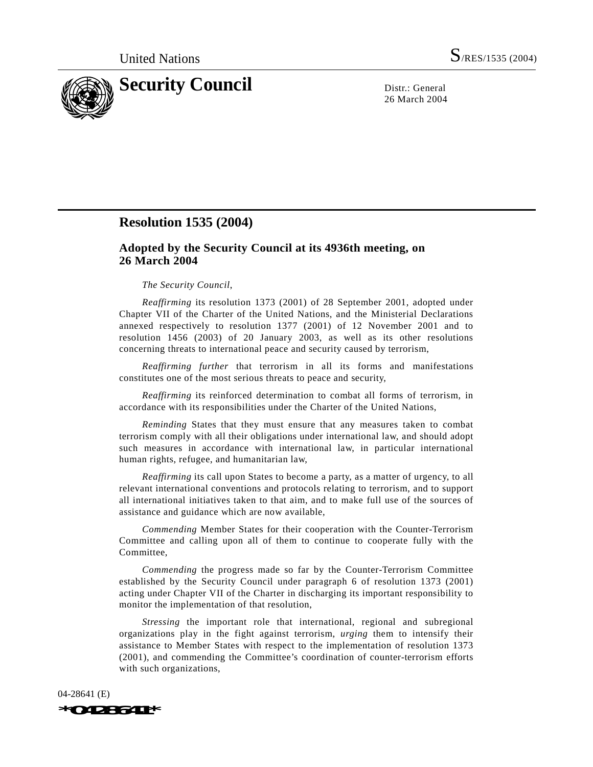United Nations S/RES/1535 (2004)

# Security Council

Distr.: General
26 March 2004

## Resolution 1535 (2004)

### Adopted by the Security Council at its 4936th meeting, on 26 March 2004

*The Security Council*,

*Reaffirming* its resolution 1373 (2001) of 28 September 2001, adopted under Chapter VII of the Charter of the United Nations, and the Ministerial Declarations annexed respectively to resolution 1377 (2001) of 12 November 2001 and to resolution 1456 (2003) of 20 January 2003, as well as its other resolutions concerning threats to international peace and security caused by terrorism,

*Reaffirming further* that terrorism in all its forms and manifestations constitutes one of the most serious threats to peace and security,

*Reaffirming* its reinforced determination to combat all forms of terrorism, in accordance with its responsibilities under the Charter of the United Nations,

*Reminding* States that they must ensure that any measures taken to combat terrorism comply with all their obligations under international law, and should adopt such measures in accordance with international law, in particular international human rights, refugee, and humanitarian law,

*Reaffirming* its call upon States to become a party, as a matter of urgency, to all relevant international conventions and protocols relating to terrorism, and to support all international initiatives taken to that aim, and to make full use of the sources of assistance and guidance which are now available,

*Commending* Member States for their cooperation with the Counter-Terrorism Committee and calling upon all of them to continue to cooperate fully with the Committee,

*Commending* the progress made so far by the Counter-Terrorism Committee established by the Security Council under paragraph 6 of resolution 1373 (2001) acting under Chapter VII of the Charter in discharging its important responsibility to monitor the implementation of that resolution,

*Stressing* the important role that international, regional and subregional organizations play in the fight against terrorism, *urging* them to intensify their assistance to Member States with respect to the implementation of resolution 1373 (2001), and commending the Committee's coordination of counter-terrorism efforts with such organizations,

04-28641 (E)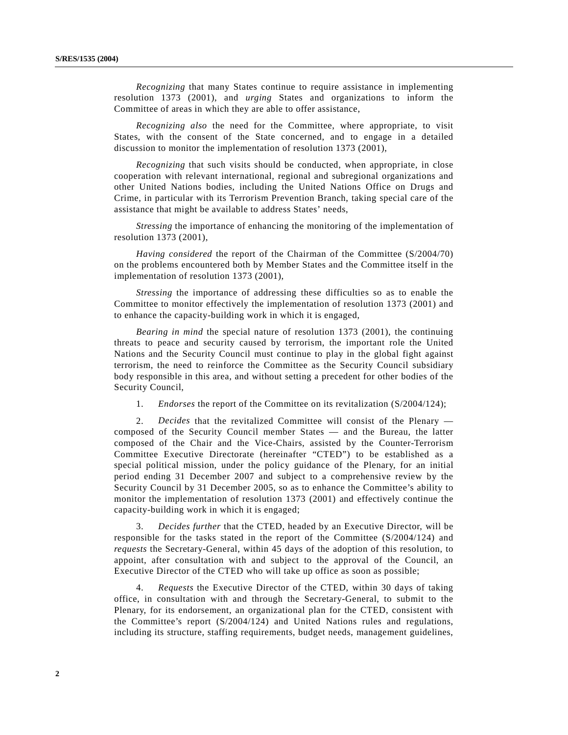*Recognizing* that many States continue to require assistance in implementing resolution 1373 (2001), and *urging* States and organizations to inform the Committee of areas in which they are able to offer assistance,

*Recognizing also* the need for the Committee, where appropriate, to visit States, with the consent of the State concerned, and to engage in a detailed discussion to monitor the implementation of resolution 1373 (2001),

*Recognizing* that such visits should be conducted, when appropriate, in close cooperation with relevant international, regional and subregional organizations and other United Nations bodies, including the United Nations Office on Drugs and Crime, in particular with its Terrorism Prevention Branch, taking special care of the assistance that might be available to address States' needs,

*Stressing* the importance of enhancing the monitoring of the implementation of resolution 1373 (2001),

*Having considered* the report of the Chairman of the Committee (S/2004/70) on the problems encountered both by Member States and the Committee itself in the implementation of resolution 1373 (2001),

*Stressing* the importance of addressing these difficulties so as to enable the Committee to monitor effectively the implementation of resolution 1373 (2001) and to enhance the capacity-building work in which it is engaged,

*Bearing in mind* the special nature of resolution 1373 (2001), the continuing threats to peace and security caused by terrorism, the important role the United Nations and the Security Council must continue to play in the global fight against terrorism, the need to reinforce the Committee as the Security Council subsidiary body responsible in this area, and without setting a precedent for other bodies of the Security Council,

1. *Endorses* the report of the Committee on its revitalization (S/2004/124);

2. *Decides* that the revitalized Committee will consist of the Plenary — composed of the Security Council member States — and the Bureau, the latter composed of the Chair and the Vice-Chairs, assisted by the Counter-Terrorism Committee Executive Directorate (hereinafter "CTED") to be established as a special political mission, under the policy guidance of the Plenary, for an initial period ending 31 December 2007 and subject to a comprehensive review by the Security Council by 31 December 2005, so as to enhance the Committee's ability to monitor the implementation of resolution 1373 (2001) and effectively continue the capacity-building work in which it is engaged;

3. *Decides further* that the CTED, headed by an Executive Director, will be responsible for the tasks stated in the report of the Committee (S/2004/124) and *requests* the Secretary-General, within 45 days of the adoption of this resolution, to appoint, after consultation with and subject to the approval of the Council, an Executive Director of the CTED who will take up office as soon as possible;

4. *Requests* the Executive Director of the CTED, within 30 days of taking office, in consultation with and through the Secretary-General, to submit to the Plenary, for its endorsement, an organizational plan for the CTED, consistent with the Committee's report (S/2004/124) and United Nations rules and regulations, including its structure, staffing requirements, budget needs, management guidelines,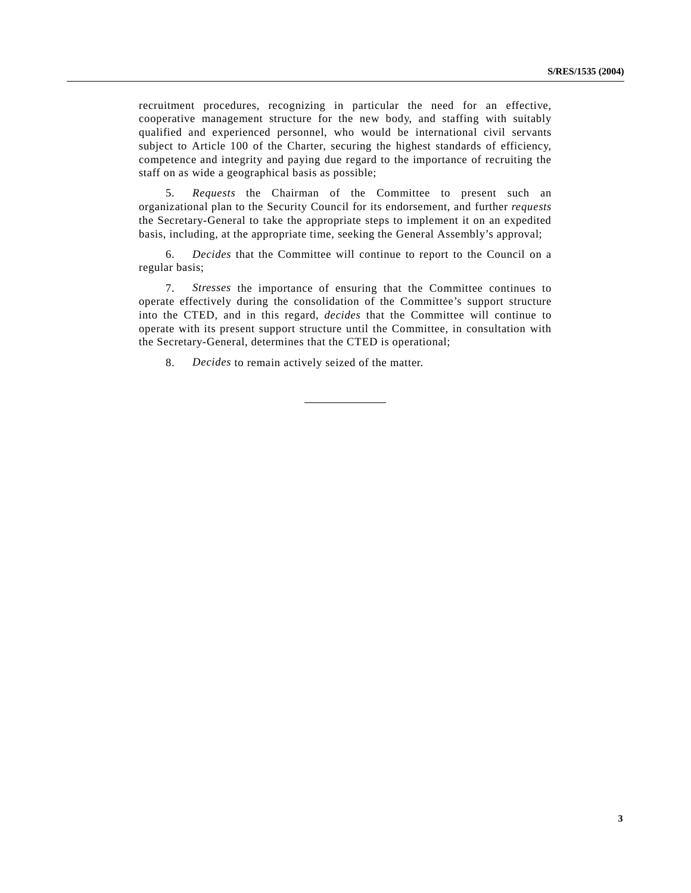recruitment procedures, recognizing in particular the need for an effective, cooperative management structure for the new body, and staffing with suitably qualified and experienced personnel, who would be international civil servants subject to Article 100 of the Charter, securing the highest standards of efficiency, competence and integrity and paying due regard to the importance of recruiting the staff on as wide a geographical basis as possible;

5. *Requests* the Chairman of the Committee to present such an organizational plan to the Security Council for its endorsement, and further *requests* the Secretary-General to take the appropriate steps to implement it on an expedited basis, including, at the appropriate time, seeking the General Assembly's approval;

6. *Decides* that the Committee will continue to report to the Council on a regular basis;

7. *Stresses* the importance of ensuring that the Committee continues to operate effectively during the consolidation of the Committee's support structure into the CTED, and in this regard, *decides* that the Committee will continue to operate with its present support structure until the Committee, in consultation with the Secretary-General, determines that the CTED is operational;

8. *Decides* to remain actively seized of the matter.